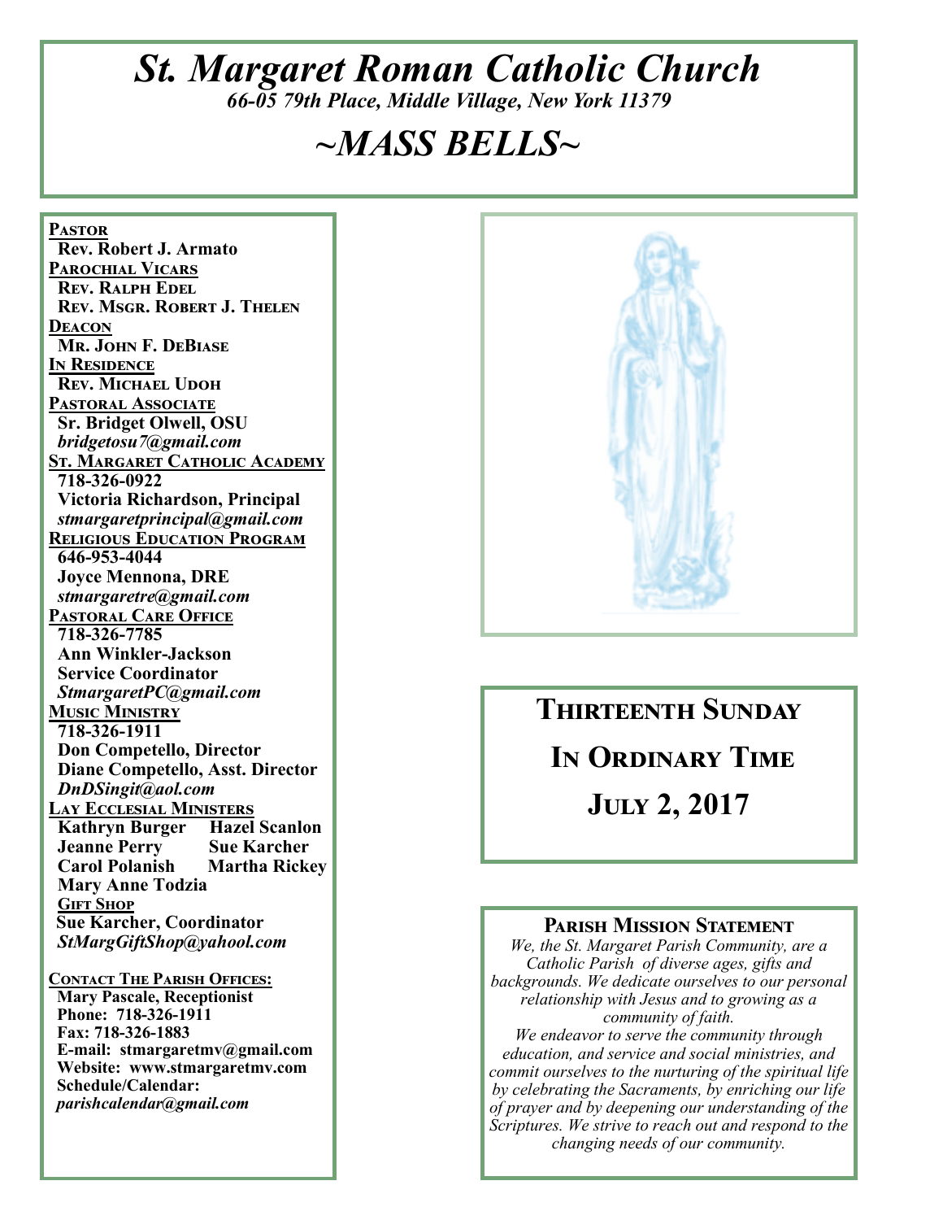# *St. Margaret Roman Catholic Church*

*66-05 79th Place, Middle Village, New York 11379*

# *~MASS BELLS~*

**PASTOR**
**Rev. Robert J. Armato**

**PAROCHIAL VICARS**
**Rev. Ralph Edel**
**Rev. Msgr. Robert J. Thelen**

**DEACON**
**Mr. John F. DeBiase**

**IN RESIDENCE**
**Rev. Michael Udoh**

**PASTORAL ASSOCIATE**
**Sr. Bridget Olwell, OSU**
*bridgetosu7@gmail.com*

**ST. MARGARET CATHOLIC ACADEMY**
**718-326-0922**
**Victoria Richardson, Principal**
*stmargaretprincipal@gmail.com*

**RELIGIOUS EDUCATION PROGRAM**
**646-953-4044**
**Joyce Mennona, DRE**
*stmargaretre@gmail.com*

**PASTORAL CARE OFFICE**
**718-326-7785**
**Ann Winkler-Jackson**
**Service Coordinator**
*StmargaretPC@gmail.com*

**MUSIC MINISTRY**
**718-326-1911**
**Don Competello, Director**
**Diane Competello, Asst. Director**
*DnDSingit@aol.com*

**LAY ECCLESIAL MINISTERS**
**Kathryn Burger** **Hazel Scanlon**
**Jeanne Perry** **Sue Karcher**
**Carol Polanish** **Martha Rickey**
**Mary Anne Todzia**

**GIFT SHOP**
**Sue Karcher, Coordinator**
*StMargGiftShop@yahool.com*

**CONTACT THE PARISH OFFICES:**
**Mary Pascale, Receptionist**
**Phone: 718-326-1911**
**Fax: 718-326-1883**
**E-mail: stmargaretmv@gmail.com**
**Website: www.stmargaretmv.com**
**Schedule/Calendar:**
*parishcalendar@gmail.com*

## THIRTEENTH SUNDAY IN ORDINARY TIME

## JULY 2, 2017

### PARISH MISSION STATEMENT

*We, the St. Margaret Parish Community, are a Catholic Parish of diverse ages, gifts and backgrounds. We dedicate ourselves to our personal relationship with Jesus and to growing as a community of faith.*
*We endeavor to serve the community through education, and service and social ministries, and commit ourselves to the nurturing of the spiritual life by celebrating the Sacraments, by enriching our life of prayer and by deepening our understanding of the Scriptures. We strive to reach out and respond to the changing needs of our community.*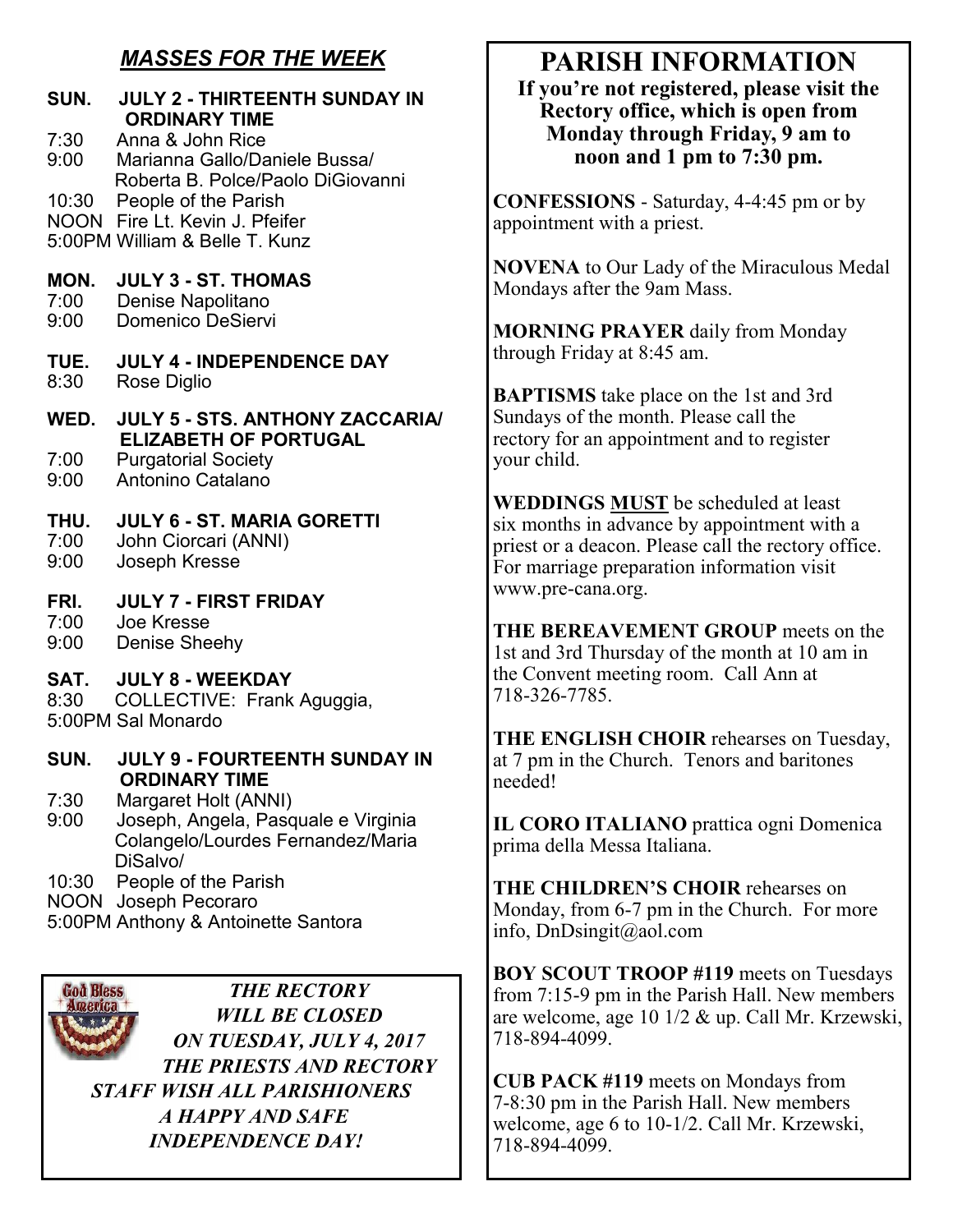## *MASSES FOR THE WEEK*

**SUN. JULY 2 - THIRTEENTH SUNDAY IN ORDINARY TIME**
7:30 Anna & John Rice
9:00 Marianna Gallo/Daniele Bussa/ Roberta B. Polce/Paolo DiGiovanni
10:30 People of the Parish
NOON Fire Lt. Kevin J. Pfeifer
5:00PM William & Belle T. Kunz

**MON. JULY 3 - ST. THOMAS**
7:00 Denise Napolitano
9:00 Domenico DeSiervi

**TUE. JULY 4 - INDEPENDENCE DAY**
8:30 Rose Diglio

**WED. JULY 5 - STS. ANTHONY ZACCARIA/ ELIZABETH OF PORTUGAL**
7:00 Purgatorial Society
9:00 Antonino Catalano

**THU. JULY 6 - ST. MARIA GORETTI**
7:00 John Ciorcari (ANNI)
9:00 Joseph Kresse

**FRI. JULY 7 - FIRST FRIDAY**
7:00 Joe Kresse
9:00 Denise Sheehy

**SAT. JULY 8 - WEEKDAY**
8:30 COLLECTIVE: Frank Aguggia,
5:00PM Sal Monardo

**SUN. JULY 9 - FOURTEENTH SUNDAY IN ORDINARY TIME**
7:30 Margaret Holt (ANNI)
9:00 Joseph, Angela, Pasquale e Virginia Colangelo/Lourdes Fernandez/Maria DiSalvo/
10:30 People of the Parish
NOON Joseph Pecoraro
5:00PM Anthony & Antoinette Santora

***THE RECTORY WILL BE CLOSED ON TUESDAY, JULY 4, 2017 THE PRIESTS AND RECTORY STAFF WISH ALL PARISHIONERS A HAPPY AND SAFE INDEPENDENCE DAY!***

# PARISH INFORMATION

**If you're not registered, please visit the Rectory office, which is open from Monday through Friday, 9 am to noon and 1 pm to 7:30 pm.**

**CONFESSIONS** - Saturday, 4-4:45 pm or by appointment with a priest.

**NOVENA** to Our Lady of the Miraculous Medal Mondays after the 9am Mass.

**MORNING PRAYER** daily from Monday through Friday at 8:45 am.

**BAPTISMS** take place on the 1st and 3rd Sundays of the month. Please call the rectory for an appointment and to register your child.

**WEDDINGS MUST** be scheduled at least six months in advance by appointment with a priest or a deacon. Please call the rectory office. For marriage preparation information visit www.pre-cana.org.

**THE BEREAVEMENT GROUP** meets on the 1st and 3rd Thursday of the month at 10 am in the Convent meeting room. Call Ann at 718-326-7785.

**THE ENGLISH CHOIR** rehearses on Tuesday, at 7 pm in the Church. Tenors and baritones needed!

**IL CORO ITALIANO** prattica ogni Domenica prima della Messa Italiana.

**THE CHILDREN'S CHOIR** rehearses on Monday, from 6-7 pm in the Church. For more info, DnDsingit@aol.com

**BOY SCOUT TROOP #119** meets on Tuesdays from 7:15-9 pm in the Parish Hall. New members are welcome, age 10 1/2 & up. Call Mr. Krzewski, 718-894-4099.

**CUB PACK #119** meets on Mondays from 7-8:30 pm in the Parish Hall. New members welcome, age 6 to 10-1/2. Call Mr. Krzewski, 718-894-4099.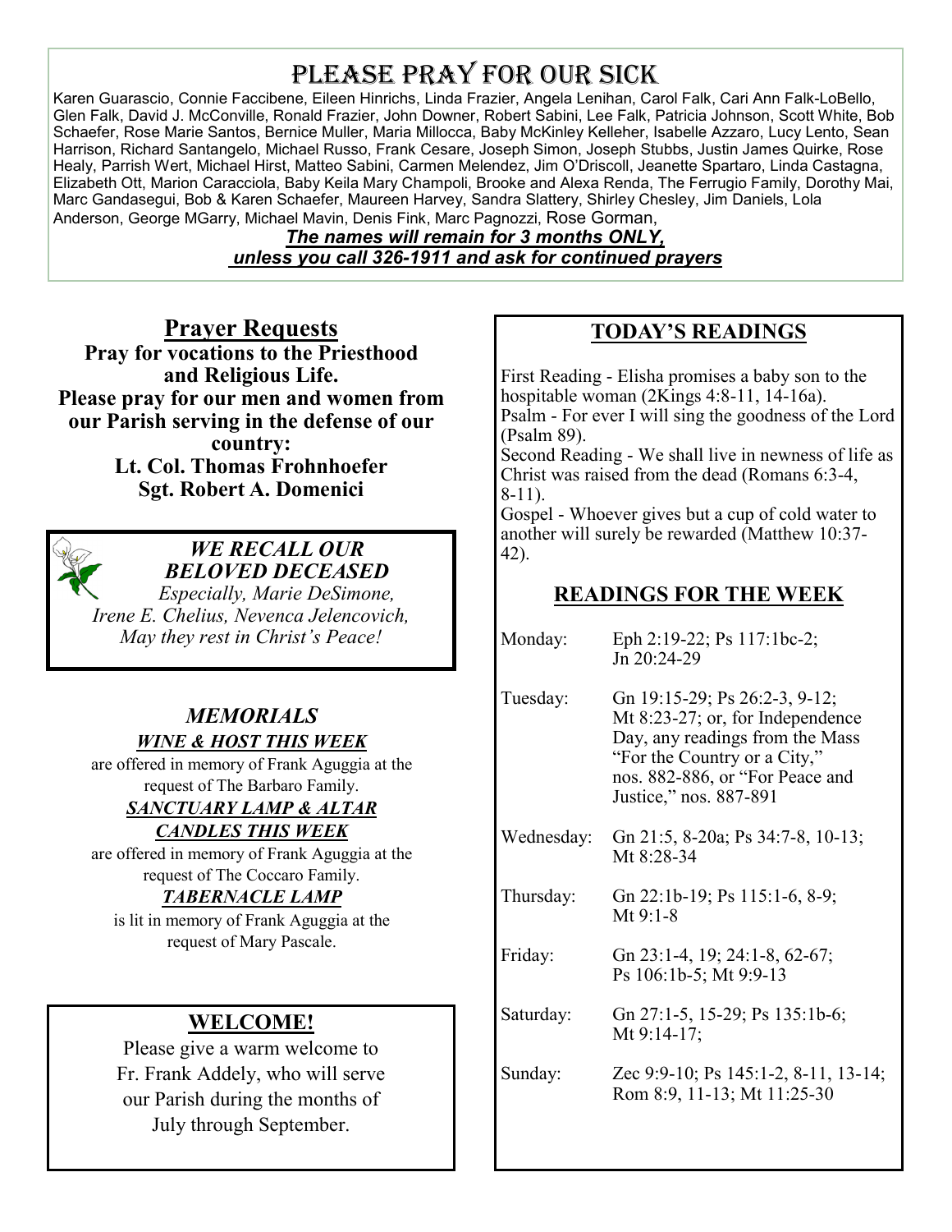# PLEASE PRAY FOR OUR SICK

Karen Guarascio, Connie Faccibene, Eileen Hinrichs, Linda Frazier, Angela Lenihan, Carol Falk, Cari Ann Falk-LoBello, Glen Falk, David J. McConville, Ronald Frazier, John Downer, Robert Sabini, Lee Falk, Patricia Johnson, Scott White, Bob Schaefer, Rose Marie Santos, Bernice Muller, Maria Millocca, Baby McKinley Kelleher, Isabelle Azzaro, Lucy Lento, Sean Harrison, Richard Santangelo, Michael Russo, Frank Cesare, Joseph Simon, Joseph Stubbs, Justin James Quirke, Rose Healy, Parrish Wert, Michael Hirst, Matteo Sabini, Carmen Melendez, Jim O'Driscoll, Jeanette Spartaro, Linda Castagna, Elizabeth Ott, Marion Caracciola, Baby Keila Mary Champoli, Brooke and Alexa Renda, The Ferrugio Family, Dorothy Mai, Marc Gandasegui, Bob & Karen Schaefer, Maureen Harvey, Sandra Slattery, Shirley Chesley, Jim Daniels, Lola Anderson, George MGarry, Michael Mavin, Denis Fink, Marc Pagnozzi, Rose Gorman,

***The names will remain for 3 months ONLY, unless you call 326-1911 and ask for continued prayers***

## Prayer Requests

**Pray for vocations to the Priesthood and Religious Life.**

**Please pray for our men and women from our Parish serving in the defense of our country:**

**Lt. Col. Thomas Frohnhoefer**

**Sgt. Robert A. Domenici**

***WE RECALL OUR BELOVED DECEASED***

*Especially, Marie DeSimone, Irene E. Chelius, Nevenca Jelencovich, May they rest in Christ's Peace!*

## *MEMORIALS*

***WINE & HOST THIS WEEK***

are offered in memory of Frank Aguggia at the request of The Barbaro Family.

***SANCTUARY LAMP & ALTAR CANDLES THIS WEEK***

are offered in memory of Frank Aguggia at the request of The Coccaro Family.

***TABERNACLE LAMP***

is lit in memory of Frank Aguggia at the request of Mary Pascale.

## WELCOME!

Please give a warm welcome to Fr. Frank Addely, who will serve our Parish during the months of July through September.

## TODAY'S READINGS

First Reading - Elisha promises a baby son to the hospitable woman (2Kings 4:8-11, 14-16a).
Psalm - For ever I will sing the goodness of the Lord (Psalm 89).
Second Reading - We shall live in newness of life as Christ was raised from the dead (Romans 6:3-4, 8-11).
Gospel - Whoever gives but a cup of cold water to another will surely be rewarded (Matthew 10:37-42).

## READINGS FOR THE WEEK

| | |
|---|---|
| Monday: | Eph 2:19-22; Ps 117:1bc-2; Jn 20:24-29 |
| Tuesday: | Gn 19:15-29; Ps 26:2-3, 9-12; Mt 8:23-27; or, for Independence Day, any readings from the Mass "For the Country or a City," nos. 882-886, or "For Peace and Justice," nos. 887-891 |
| Wednesday: | Gn 21:5, 8-20a; Ps 34:7-8, 10-13; Mt 8:28-34 |
| Thursday: | Gn 22:1b-19; Ps 115:1-6, 8-9; Mt 9:1-8 |
| Friday: | Gn 23:1-4, 19; 24:1-8, 62-67; Ps 106:1b-5; Mt 9:9-13 |
| Saturday: | Gn 27:1-5, 15-29; Ps 135:1b-6; Mt 9:14-17; |
| Sunday: | Zec 9:9-10; Ps 145:1-2, 8-11, 13-14; Rom 8:9, 11-13; Mt 11:25-30 |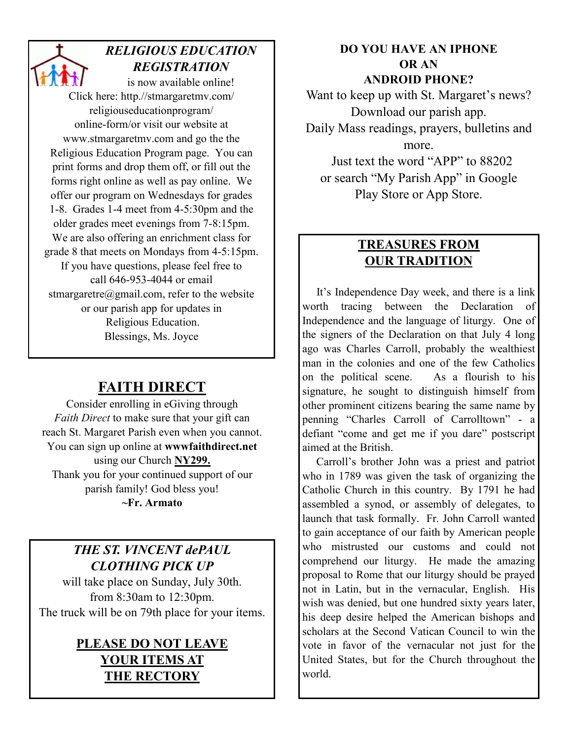## *RELIGIOUS EDUCATION REGISTRATION*

is now available online!
Click here: http.//stmargaretmv.com/religiouseducationprogram/online-form/or visit our website at www.stmargaretmv.com and go the the Religious Education Program page. You can print forms and drop them off, or fill out the forms right online as well as pay online. We offer our program on Wednesdays for grades 1-8. Grades 1-4 meet from 4-5:30pm and the older grades meet evenings from 7-8:15pm. We are also offering an enrichment class for grade 8 that meets on Mondays from 4-5:15pm. If you have questions, please feel free to call 646-953-4044 or email stmargaretre@gmail.com, refer to the website or our parish app for updates in Religious Education.
Blessings, Ms. Joyce

## FAITH DIRECT

Consider enrolling in eGiving through *Faith Direct* to make sure that your gift can reach St. Margaret Parish even when you cannot. You can sign up online at **wwwfaithdirect.net** using our Church **NY299.**
Thank you for your continued support of our parish family! God bless you!
**~Fr. Armato**

## *THE ST. VINCENT dePAUL CLOTHING PICK UP*

will take place on Sunday, July 30th. from 8:30am to 12:30pm.
The truck will be on 79th place for your items.

**PLEASE DO NOT LEAVE YOUR ITEMS AT THE RECTORY**

**DO YOU HAVE AN IPHONE OR AN ANDROID PHONE?**

Want to keep up with St. Margaret's news? Download our parish app.
Daily Mass readings, prayers, bulletins and more.
Just text the word "APP" to 88202 or search "My Parish App" in Google Play Store or App Store.

## TREASURES FROM OUR TRADITION

It's Independence Day week, and there is a link worth tracing between the Declaration of Independence and the language of liturgy. One of the signers of the Declaration on that July 4 long ago was Charles Carroll, probably the wealthiest man in the colonies and one of the few Catholics on the political scene. As a flourish to his signature, he sought to distinguish himself from other prominent citizens bearing the same name by penning "Charles Carroll of Carrolltown" - a defiant "come and get me if you dare" postscript aimed at the British.

Carroll's brother John was a priest and patriot who in 1789 was given the task of organizing the Catholic Church in this country. By 1791 he had assembled a synod, or assembly of delegates, to launch that task formally. Fr. John Carroll wanted to gain acceptance of our faith by American people who mistrusted our customs and could not comprehend our liturgy. He made the amazing proposal to Rome that our liturgy should be prayed not in Latin, but in the vernacular, English. His wish was denied, but one hundred sixty years later, his deep desire helped the American bishops and scholars at the Second Vatican Council to win the vote in favor of the vernacular not just for the United States, but for the Church throughout the world.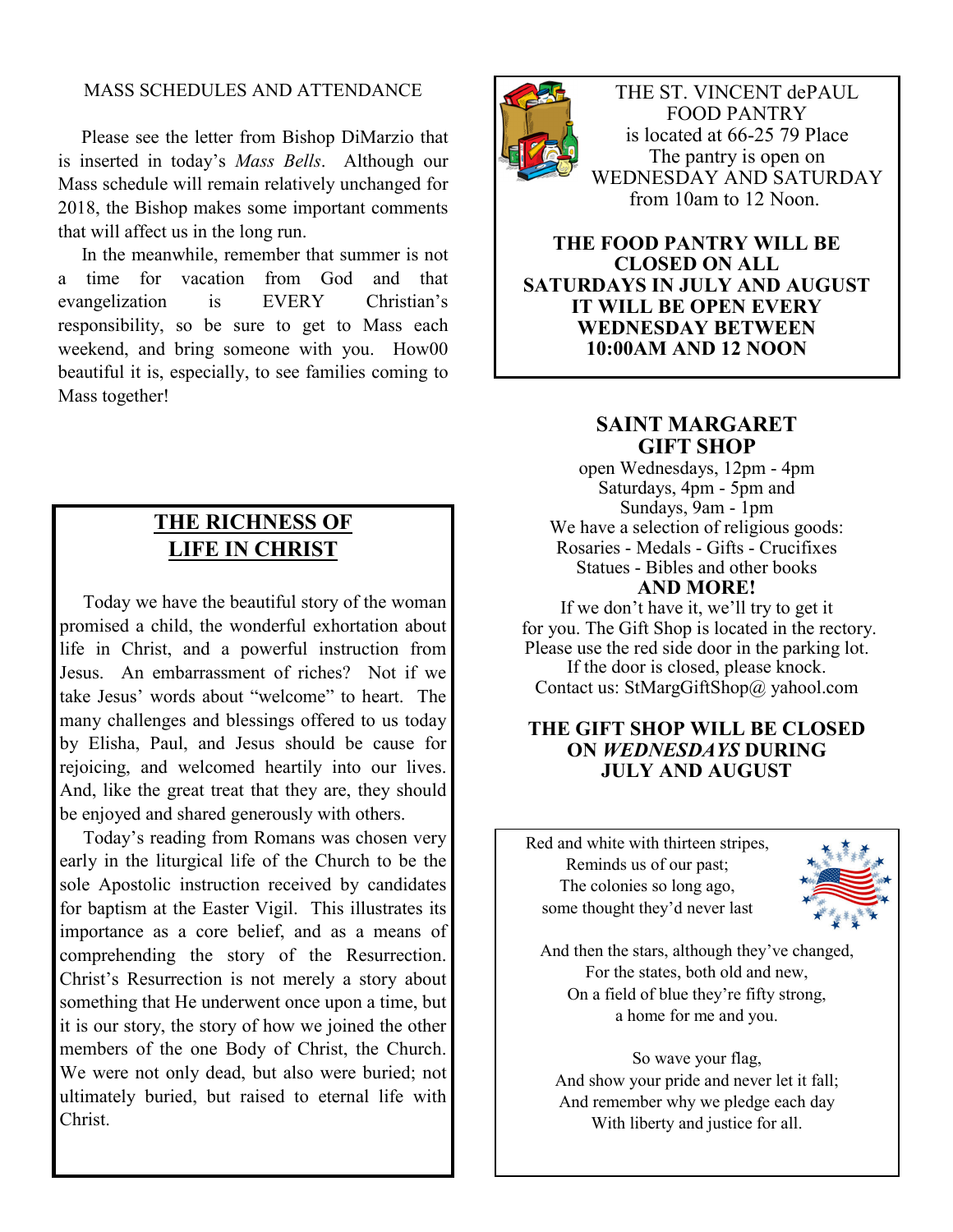## MASS SCHEDULES AND ATTENDANCE

Please see the letter from Bishop DiMarzio that is inserted in today's *Mass Bells*. Although our Mass schedule will remain relatively unchanged for 2018, the Bishop makes some important comments that will affect us in the long run.

In the meanwhile, remember that summer is not a time for vacation from God and that evangelization is EVERY Christian's responsibility, so be sure to get to Mass each weekend, and bring someone with you. How00 beautiful it is, especially, to see families coming to Mass together!

## THE RICHNESS OF LIFE IN CHRIST

Today we have the beautiful story of the woman promised a child, the wonderful exhortation about life in Christ, and a powerful instruction from Jesus. An embarrassment of riches? Not if we take Jesus' words about "welcome" to heart. The many challenges and blessings offered to us today by Elisha, Paul, and Jesus should be cause for rejoicing, and welcomed heartily into our lives. And, like the great treat that they are, they should be enjoyed and shared generously with others.

Today's reading from Romans was chosen very early in the liturgical life of the Church to be the sole Apostolic instruction received by candidates for baptism at the Easter Vigil. This illustrates its importance as a core belief, and as a means of comprehending the story of the Resurrection. Christ's Resurrection is not merely a story about something that He underwent once upon a time, but it is our story, the story of how we joined the other members of the one Body of Christ, the Church. We were not only dead, but also were buried; not ultimately buried, but raised to eternal life with Christ.

THE ST. VINCENT dePAUL FOOD PANTRY
is located at 66-25 79 Place
The pantry is open on
WEDNESDAY AND SATURDAY
from 10am to 12 Noon.

**THE FOOD PANTRY WILL BE CLOSED ON ALL SATURDAYS IN JULY AND AUGUST IT WILL BE OPEN EVERY WEDNESDAY BETWEEN 10:00AM AND 12 NOON**

## SAINT MARGARET GIFT SHOP

open Wednesdays, 12pm - 4pm
Saturdays, 4pm - 5pm and
Sundays, 9am - 1pm
We have a selection of religious goods:
Rosaries - Medals - Gifts - Crucifixes
Statues - Bibles and other books
**AND MORE!**
If we don't have it, we'll try to get it for you. The Gift Shop is located in the rectory. Please use the red side door in the parking lot. If the door is closed, please knock.
Contact us: StMargGiftShop@ yahool.com

**THE GIFT SHOP WILL BE CLOSED ON *WEDNESDAYS* DURING JULY AND AUGUST**

Red and white with thirteen stripes,
Reminds us of our past;
The colonies so long ago,
some thought they'd never last

And then the stars, although they've changed,
For the states, both old and new,
On a field of blue they're fifty strong,
a home for me and you.

So wave your flag,
And show your pride and never let it fall;
And remember why we pledge each day
With liberty and justice for all.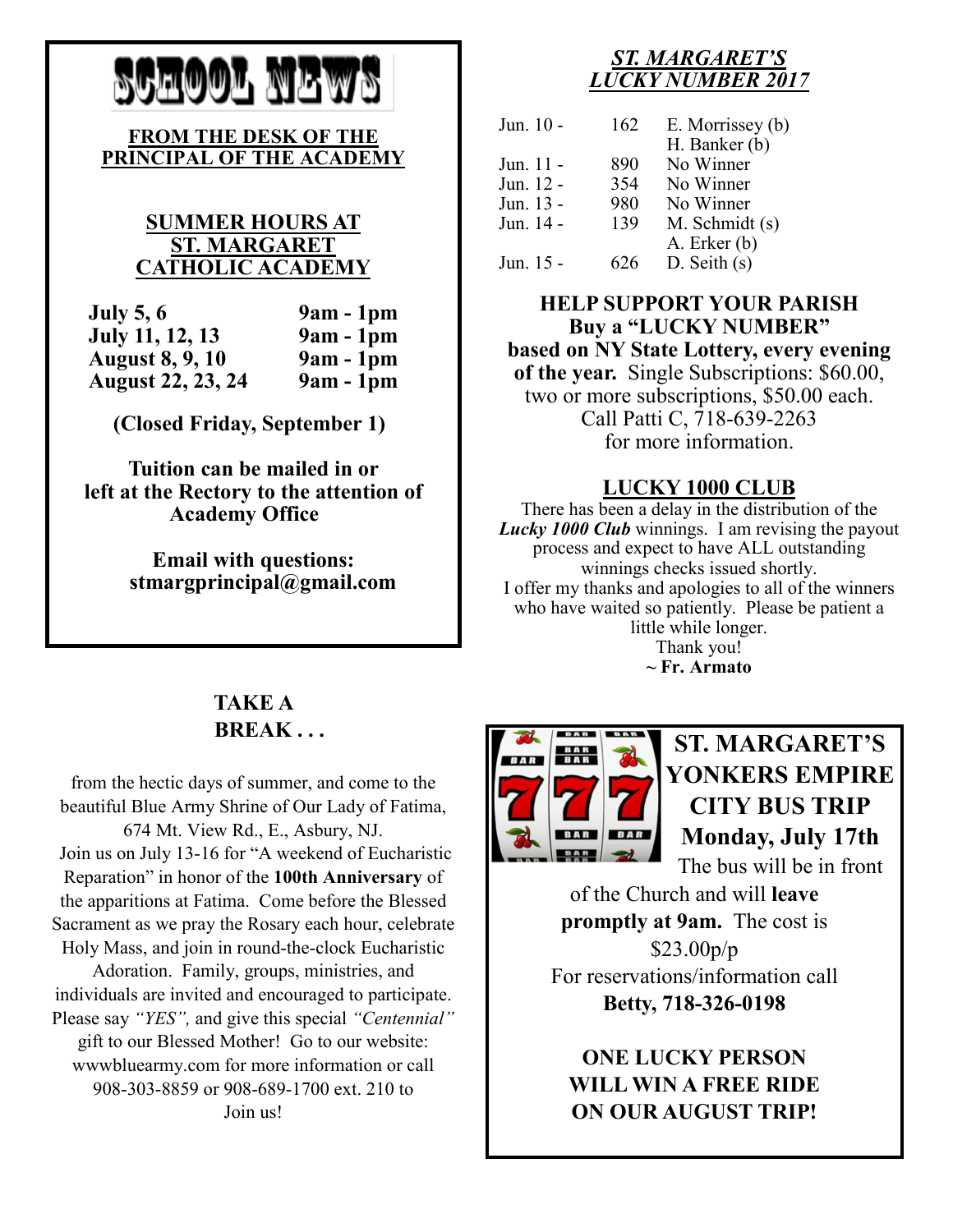# SCHOOL NEWS

**FROM THE DESK OF THE PRINCIPAL OF THE ACADEMY**

**SUMMER HOURS AT ST. MARGARET CATHOLIC ACADEMY**

| | |
|---|---|
| **July 5, 6** | **9am - 1pm** |
| **July 11, 12, 13** | **9am - 1pm** |
| **August 8, 9, 10** | **9am - 1pm** |
| **August 22, 23, 24** | **9am - 1pm** |

**(Closed Friday, September 1)**

**Tuition can be mailed in or left at the Rectory to the attention of Academy Office**

**Email with questions: stmargprincipal@gmail.com**

## TAKE A BREAK . . .

from the hectic days of summer, and come to the beautiful Blue Army Shrine of Our Lady of Fatima, 674 Mt. View Rd., E., Asbury, NJ. Join us on July 13-16 for "A weekend of Eucharistic Reparation" in honor of the **100th Anniversary** of the apparitions at Fatima. Come before the Blessed Sacrament as we pray the Rosary each hour, celebrate Holy Mass, and join in round-the-clock Eucharistic Adoration. Family, groups, ministries, and individuals are invited and encouraged to participate. Please say *"YES"*, and give this special *"Centennial"* gift to our Blessed Mother! Go to our website: wwwbluearmy.com for more information or call 908-303-8859 or 908-689-1700 ext. 210 to Join us!

## *ST. MARGARET'S LUCKY NUMBER 2017*

| | | |
|---|---|---|
| Jun. 10 - | 162 | E. Morrissey (b)<br>H. Banker (b) |
| Jun. 11 - | 890 | No Winner |
| Jun. 12 - | 354 | No Winner |
| Jun. 13 - | 980 | No Winner |
| Jun. 14 - | 139 | M. Schmidt (s)<br>A. Erker (b) |
| Jun. 15 - | 626 | D. Seith (s) |

**HELP SUPPORT YOUR PARISH Buy a "LUCKY NUMBER" based on NY State Lottery, every evening of the year.** Single Subscriptions: $60.00, two or more subscriptions, $50.00 each. Call Patti C, 718-639-2263 for more information.

## LUCKY 1000 CLUB

There has been a delay in the distribution of the ***Lucky 1000 Club*** winnings. I am revising the payout process and expect to have ALL outstanding winnings checks issued shortly.
I offer my thanks and apologies to all of the winners who have waited so patiently. Please be patient a little while longer.
Thank you!
**~ Fr. Armato**

## ST. MARGARET'S YONKERS EMPIRE CITY BUS TRIP

**Monday, July 17th**

The bus will be in front of the Church and will **leave promptly at 9am.** The cost is $23.00p/p
For reservations/information call **Betty, 718-326-0198**

**ONE LUCKY PERSON WILL WIN A FREE RIDE ON OUR AUGUST TRIP!**